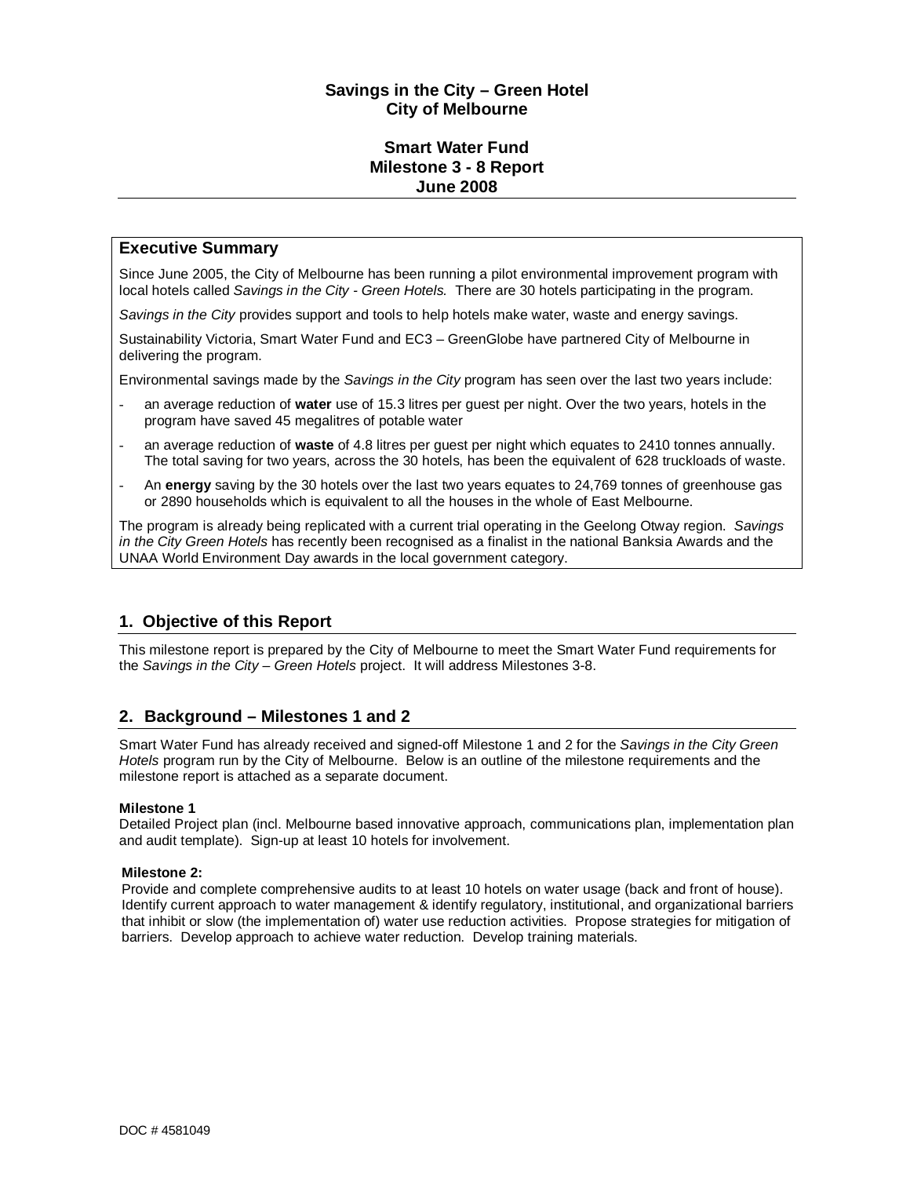# Savings in the City – Green Hotel
# City of Melbourne

## Smart Water Fund
## Milestone 3 - 8 Report
## June 2008

---

### Executive Summary

Since June 2005, the City of Melbourne has been running a pilot environmental improvement program with local hotels called *Savings in the City - Green Hotels.* There are 30 hotels participating in the program.

*Savings in the City* provides support and tools to help hotels make water, waste and energy savings.

Sustainability Victoria, Smart Water Fund and EC3 – GreenGlobe have partnered City of Melbourne in delivering the program.

Environmental savings made by the *Savings in the City* program has seen over the last two years include:

- an average reduction of **water** use of 15.3 litres per guest per night. Over the two years, hotels in the program have saved 45 megalitres of potable water
- an average reduction of **waste** of 4.8 litres per guest per night which equates to 2410 tonnes annually. The total saving for two years, across the 30 hotels, has been the equivalent of 628 truckloads of waste.
- An **energy** saving by the 30 hotels over the last two years equates to 24,769 tonnes of greenhouse gas or 2890 households which is equivalent to all the houses in the whole of East Melbourne.

The program is already being replicated with a current trial operating in the Geelong Otway region. *Savings in the City Green Hotels* has recently been recognised as a finalist in the national Banksia Awards and the UNAA World Environment Day awards in the local government category.

## 1. Objective of this Report

This milestone report is prepared by the City of Melbourne to meet the Smart Water Fund requirements for the *Savings in the City – Green Hotels* project. It will address Milestones 3-8.

## 2. Background – Milestones 1 and 2

Smart Water Fund has already received and signed-off Milestone 1 and 2 for the *Savings in the City Green Hotels* program run by the City of Melbourne. Below is an outline of the milestone requirements and the milestone report is attached as a separate document.

**Milestone 1**

Detailed Project plan (incl. Melbourne based innovative approach, communications plan, implementation plan and audit template). Sign-up at least 10 hotels for involvement.

**Milestone 2:**

Provide and complete comprehensive audits to at least 10 hotels on water usage (back and front of house). Identify current approach to water management & identify regulatory, institutional, and organizational barriers that inhibit or slow (the implementation of) water use reduction activities. Propose strategies for mitigation of barriers. Develop approach to achieve water reduction. Develop training materials.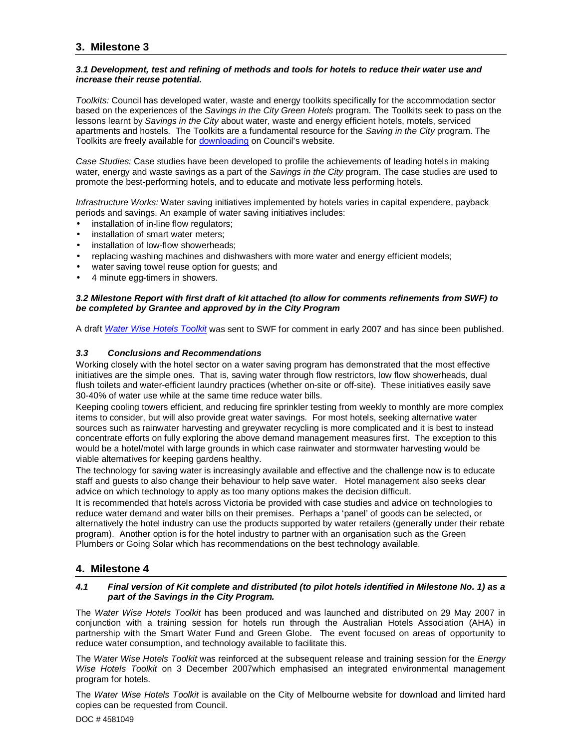## 3. Milestone 3

### *3.1 Development, test and refining of methods and tools for hotels to reduce their water use and increase their reuse potential.*

*Toolkits:* Council has developed water, waste and energy toolkits specifically for the accommodation sector based on the experiences of the *Savings in the City Green Hotels* program. The Toolkits seek to pass on the lessons learnt by *Savings in the City* about water, waste and energy efficient hotels, motels, serviced apartments and hostels. The Toolkits are a fundamental resource for the *Saving in the City* program. The Toolkits are freely available for downloading on Council's website.

*Case Studies:* Case studies have been developed to profile the achievements of leading hotels in making water, energy and waste savings as a part of the *Savings in the City* program. The case studies are used to promote the best-performing hotels, and to educate and motivate less performing hotels.

*Infrastructure Works:* Water saving initiatives implemented by hotels varies in capital expendere, payback periods and savings. An example of water saving initiatives includes:

- installation of in-line flow regulators;
- installation of smart water meters;
- installation of low-flow showerheads;
- replacing washing machines and dishwashers with more water and energy efficient models;
- water saving towel reuse option for guests; and
- 4 minute egg-timers in showers.

### *3.2 Milestone Report with first draft of kit attached (to allow for comments refinements from SWF) to be completed by Grantee and approved by in the City Program*

A draft *Water Wise Hotels Toolkit* was sent to SWF for comment in early 2007 and has since been published.

### *3.3 Conclusions and Recommendations*

Working closely with the hotel sector on a water saving program has demonstrated that the most effective initiatives are the simple ones. That is, saving water through flow restrictors, low flow showerheads, dual flush toilets and water-efficient laundry practices (whether on-site or off-site). These initiatives easily save 30-40% of water use while at the same time reduce water bills.

Keeping cooling towers efficient, and reducing fire sprinkler testing from weekly to monthly are more complex items to consider, but will also provide great water savings. For most hotels, seeking alternative water sources such as rainwater harvesting and greywater recycling is more complicated and it is best to instead concentrate efforts on fully exploring the above demand management measures first. The exception to this would be a hotel/motel with large grounds in which case rainwater and stormwater harvesting would be viable alternatives for keeping gardens healthy.

The technology for saving water is increasingly available and effective and the challenge now is to educate staff and guests to also change their behaviour to help save water. Hotel management also seeks clear advice on which technology to apply as too many options makes the decision difficult.

It is recommended that hotels across Victoria be provided with case studies and advice on technologies to reduce water demand and water bills on their premises. Perhaps a 'panel' of goods can be selected, or alternatively the hotel industry can use the products supported by water retailers (generally under their rebate program). Another option is for the hotel industry to partner with an organisation such as the Green Plumbers or Going Solar which has recommendations on the best technology available.

## 4. Milestone 4

### *4.1 Final version of Kit complete and distributed (to pilot hotels identified in Milestone No. 1) as a part of the Savings in the City Program.*

The *Water Wise Hotels Toolkit* has been produced and was launched and distributed on 29 May 2007 in conjunction with a training session for hotels run through the Australian Hotels Association (AHA) in partnership with the Smart Water Fund and Green Globe. The event focused on areas of opportunity to reduce water consumption, and technology available to facilitate this.

The *Water Wise Hotels Toolkit* was reinforced at the subsequent release and training session for the *Energy Wise Hotels Toolkit* on 3 December 2007which emphasised an integrated environmental management program for hotels.

The *Water Wise Hotels Toolkit* is available on the City of Melbourne website for download and limited hard copies can be requested from Council.

DOC # 4581049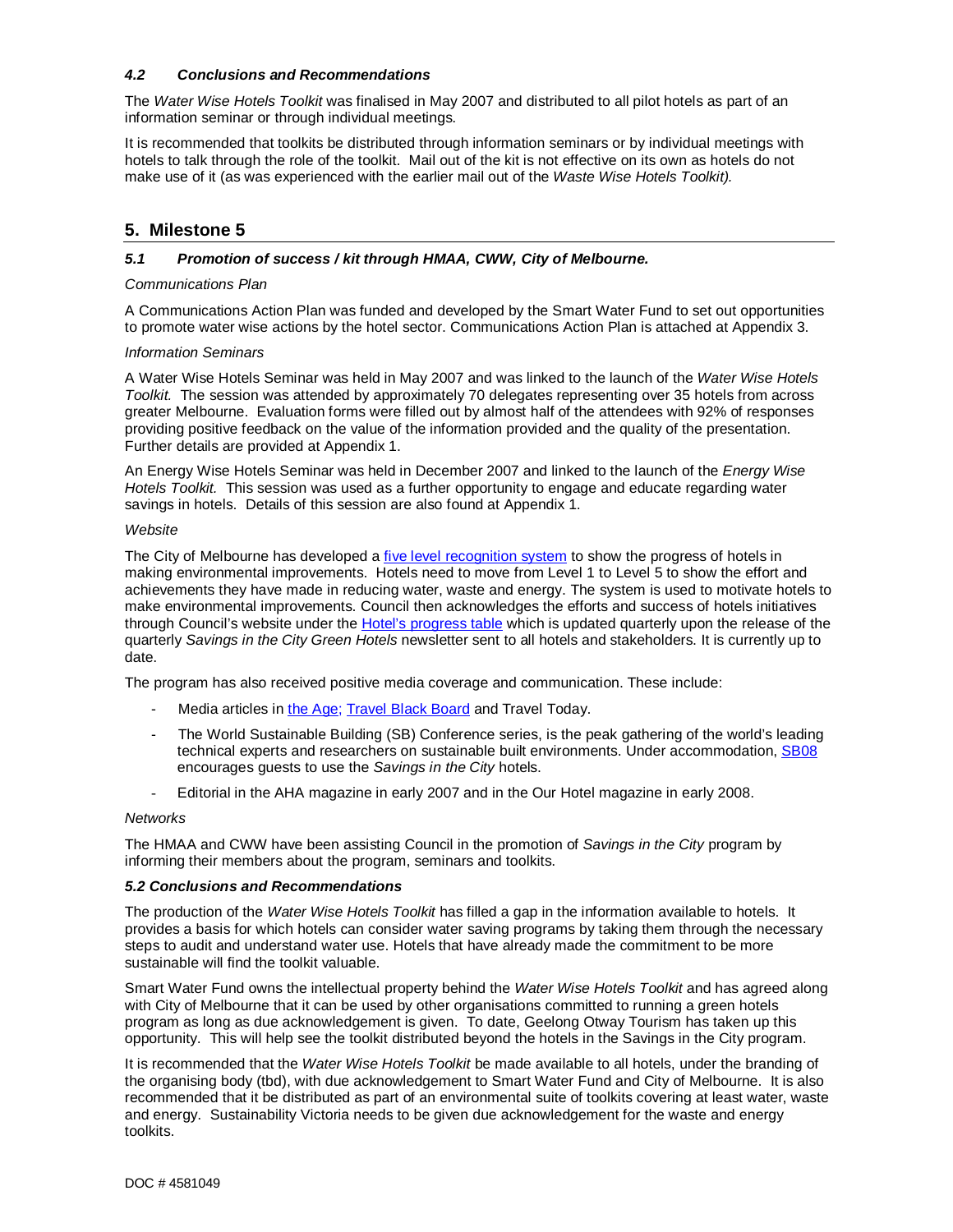### *4.2 Conclusions and Recommendations*

The *Water Wise Hotels Toolkit* was finalised in May 2007 and distributed to all pilot hotels as part of an information seminar or through individual meetings.

It is recommended that toolkits be distributed through information seminars or by individual meetings with hotels to talk through the role of the toolkit. Mail out of the kit is not effective on its own as hotels do not make use of it (as was experienced with the earlier mail out of the *Waste Wise Hotels Toolkit).*

## 5. Milestone 5

### *5.1 Promotion of success / kit through HMAA, CWW, City of Melbourne.*

*Communications Plan*

A Communications Action Plan was funded and developed by the Smart Water Fund to set out opportunities to promote water wise actions by the hotel sector. Communications Action Plan is attached at Appendix 3.

*Information Seminars*

A Water Wise Hotels Seminar was held in May 2007 and was linked to the launch of the *Water Wise Hotels Toolkit.* The session was attended by approximately 70 delegates representing over 35 hotels from across greater Melbourne. Evaluation forms were filled out by almost half of the attendees with 92% of responses providing positive feedback on the value of the information provided and the quality of the presentation. Further details are provided at Appendix 1.

An Energy Wise Hotels Seminar was held in December 2007 and linked to the launch of the *Energy Wise Hotels Toolkit.* This session was used as a further opportunity to engage and educate regarding water savings in hotels. Details of this session are also found at Appendix 1.

*Website*

The City of Melbourne has developed a five level recognition system to show the progress of hotels in making environmental improvements. Hotels need to move from Level 1 to Level 5 to show the effort and achievements they have made in reducing water, waste and energy. The system is used to motivate hotels to make environmental improvements. Council then acknowledges the efforts and success of hotels initiatives through Council's website under the Hotel's progress table which is updated quarterly upon the release of the quarterly *Savings in the City Green Hotels* newsletter sent to all hotels and stakeholders. It is currently up to date.

The program has also received positive media coverage and communication. These include:

- Media articles in the Age; Travel Black Board and Travel Today.
- The World Sustainable Building (SB) Conference series, is the peak gathering of the world's leading technical experts and researchers on sustainable built environments. Under accommodation, SB08 encourages guests to use the *Savings in the City* hotels.
- Editorial in the AHA magazine in early 2007 and in the Our Hotel magazine in early 2008.

*Networks*

The HMAA and CWW have been assisting Council in the promotion of *Savings in the City* program by informing their members about the program, seminars and toolkits.

### *5.2 Conclusions and Recommendations*

The production of the *Water Wise Hotels Toolkit* has filled a gap in the information available to hotels. It provides a basis for which hotels can consider water saving programs by taking them through the necessary steps to audit and understand water use. Hotels that have already made the commitment to be more sustainable will find the toolkit valuable.

Smart Water Fund owns the intellectual property behind the *Water Wise Hotels Toolkit* and has agreed along with City of Melbourne that it can be used by other organisations committed to running a green hotels program as long as due acknowledgement is given. To date, Geelong Otway Tourism has taken up this opportunity. This will help see the toolkit distributed beyond the hotels in the Savings in the City program.

It is recommended that the *Water Wise Hotels Toolkit* be made available to all hotels, under the branding of the organising body (tbd), with due acknowledgement to Smart Water Fund and City of Melbourne. It is also recommended that it be distributed as part of an environmental suite of toolkits covering at least water, waste and energy. Sustainability Victoria needs to be given due acknowledgement for the waste and energy toolkits.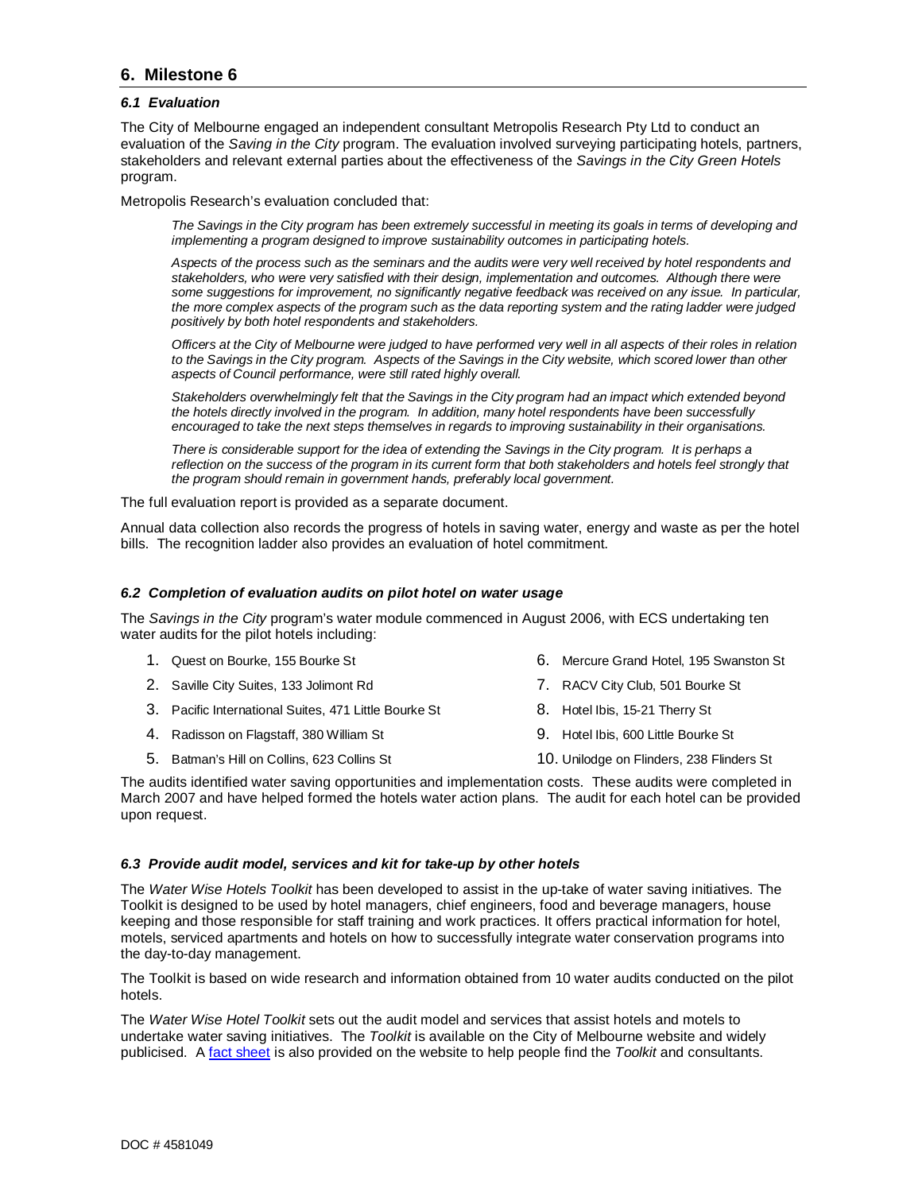## 6. Milestone 6

### *6.1 Evaluation*

The City of Melbourne engaged an independent consultant Metropolis Research Pty Ltd to conduct an evaluation of the *Saving in the City* program. The evaluation involved surveying participating hotels, partners, stakeholders and relevant external parties about the effectiveness of the *Savings in the City Green Hotels* program.

Metropolis Research's evaluation concluded that:

> *The Savings in the City program has been extremely successful in meeting its goals in terms of developing and implementing a program designed to improve sustainability outcomes in participating hotels.*
>
> *Aspects of the process such as the seminars and the audits were very well received by hotel respondents and stakeholders, who were very satisfied with their design, implementation and outcomes. Although there were some suggestions for improvement, no significantly negative feedback was received on any issue. In particular, the more complex aspects of the program such as the data reporting system and the rating ladder were judged positively by both hotel respondents and stakeholders.*
>
> *Officers at the City of Melbourne were judged to have performed very well in all aspects of their roles in relation to the Savings in the City program. Aspects of the Savings in the City website, which scored lower than other aspects of Council performance, were still rated highly overall.*
>
> *Stakeholders overwhelmingly felt that the Savings in the City program had an impact which extended beyond the hotels directly involved in the program. In addition, many hotel respondents have been successfully encouraged to take the next steps themselves in regards to improving sustainability in their organisations.*
>
> *There is considerable support for the idea of extending the Savings in the City program. It is perhaps a reflection on the success of the program in its current form that both stakeholders and hotels feel strongly that the program should remain in government hands, preferably local government.*

The full evaluation report is provided as a separate document.

Annual data collection also records the progress of hotels in saving water, energy and waste as per the hotel bills. The recognition ladder also provides an evaluation of hotel commitment.

### *6.2 Completion of evaluation audits on pilot hotel on water usage*

The *Savings in the City* program's water module commenced in August 2006, with ECS undertaking ten water audits for the pilot hotels including:

1. Quest on Bourke, 155 Bourke St
2. Saville City Suites, 133 Jolimont Rd
3. Pacific International Suites, 471 Little Bourke St
4. Radisson on Flagstaff, 380 William St
5. Batman's Hill on Collins, 623 Collins St
6. Mercure Grand Hotel, 195 Swanston St
7. RACV City Club, 501 Bourke St
8. Hotel Ibis, 15-21 Therry St
9. Hotel Ibis, 600 Little Bourke St
10. Unilodge on Flinders, 238 Flinders St

The audits identified water saving opportunities and implementation costs. These audits were completed in March 2007 and have helped formed the hotels water action plans. The audit for each hotel can be provided upon request.

### *6.3 Provide audit model, services and kit for take-up by other hotels*

The *Water Wise Hotels Toolkit* has been developed to assist in the up-take of water saving initiatives. The Toolkit is designed to be used by hotel managers, chief engineers, food and beverage managers, house keeping and those responsible for staff training and work practices. It offers practical information for hotel, motels, serviced apartments and hotels on how to successfully integrate water conservation programs into the day-to-day management.

The Toolkit is based on wide research and information obtained from 10 water audits conducted on the pilot hotels.

The *Water Wise Hotel Toolkit* sets out the audit model and services that assist hotels and motels to undertake water saving initiatives. The *Toolkit* is available on the City of Melbourne website and widely publicised. A fact sheet is also provided on the website to help people find the *Toolkit* and consultants.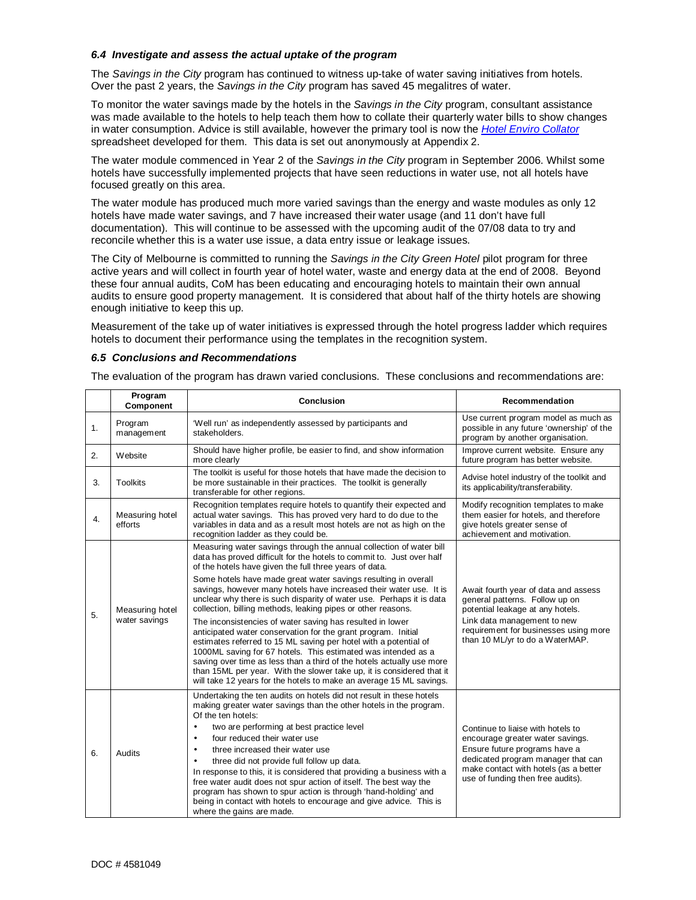### *6.4 Investigate and assess the actual uptake of the program*

The *Savings in the City* program has continued to witness up-take of water saving initiatives from hotels. Over the past 2 years, the *Savings in the City* program has saved 45 megalitres of water.

To monitor the water savings made by the hotels in the *Savings in the City* program, consultant assistance was made available to the hotels to help teach them how to collate their quarterly water bills to show changes in water consumption. Advice is still available, however the primary tool is now the *Hotel Enviro Collator* spreadsheet developed for them. This data is set out anonymously at Appendix 2.

The water module commenced in Year 2 of the *Savings in the City* program in September 2006. Whilst some hotels have successfully implemented projects that have seen reductions in water use, not all hotels have focused greatly on this area.

The water module has produced much more varied savings than the energy and waste modules as only 12 hotels have made water savings, and 7 have increased their water usage (and 11 don't have full documentation). This will continue to be assessed with the upcoming audit of the 07/08 data to try and reconcile whether this is a water use issue, a data entry issue or leakage issues.

The City of Melbourne is committed to running the *Savings in the City Green Hotel* pilot program for three active years and will collect in fourth year of hotel water, waste and energy data at the end of 2008. Beyond these four annual audits, CoM has been educating and encouraging hotels to maintain their own annual audits to ensure good property management. It is considered that about half of the thirty hotels are showing enough initiative to keep this up.

Measurement of the take up of water initiatives is expressed through the hotel progress ladder which requires hotels to document their performance using the templates in the recognition system.

### *6.5 Conclusions and Recommendations*

The evaluation of the program has drawn varied conclusions. These conclusions and recommendations are:

| | Program Component | Conclusion | Recommendation |
|---|---|---|---|
| 1. | Program management | 'Well run' as independently assessed by participants and stakeholders. | Use current program model as much as possible in any future 'ownership' of the program by another organisation. |
| 2. | Website | Should have higher profile, be easier to find, and show information more clearly | Improve current website. Ensure any future program has better website. |
| 3. | Toolkits | The toolkit is useful for those hotels that have made the decision to be more sustainable in their practices. The toolkit is generally transferable for other regions. | Advise hotel industry of the toolkit and its applicability/transferability. |
| 4. | Measuring hotel efforts | Recognition templates require hotels to quantify their expected and actual water savings. This has proved very hard to do due to the variables in data and as a result most hotels are not as high on the recognition ladder as they could be. | Modify recognition templates to make them easier for hotels, and therefore give hotels greater sense of achievement and motivation. |
| 5. | Measuring hotel water savings | Measuring water savings through the annual collection of water bill data has proved difficult for the hotels to commit to. Just over half of the hotels have given the full three years of data.<br><br>Some hotels have made great water savings resulting in overall savings, however many hotels have increased their water use. It is unclear why there is such disparity of water use. Perhaps it is data collection, billing methods, leaking pipes or other reasons.<br><br>The inconsistencies of water saving has resulted in lower anticipated water conservation for the grant program. Initial estimates referred to 15 ML saving per hotel with a potential of 1000ML saving for 67 hotels. This estimated was intended as a saving over time as less than a third of the hotels actually use more than 15ML per year. With the slower take up, it is considered that it will take 12 years for the hotels to make an average 15 ML savings. | Await fourth year of data and assess general patterns. Follow up on potential leakage at any hotels.<br>Link data management to new requirement for businesses using more than 10 ML/yr to do a WaterMAP. |
| 6. | Audits | Undertaking the ten audits on hotels did not result in these hotels making greater water savings than the other hotels in the program. Of the ten hotels:<br>• two are performing at best practice level<br>• four reduced their water use<br>• three increased their water use<br>• three did not provide full follow up data.<br>In response to this, it is considered that providing a business with a free water audit does not spur action of itself. The best way the program has shown to spur action is through 'hand-holding' and being in contact with hotels to encourage and give advice. This is where the gains are made. | Continue to liaise with hotels to encourage greater water savings. Ensure future programs have a dedicated program manager that can make contact with hotels (as a better use of funding then free audits). |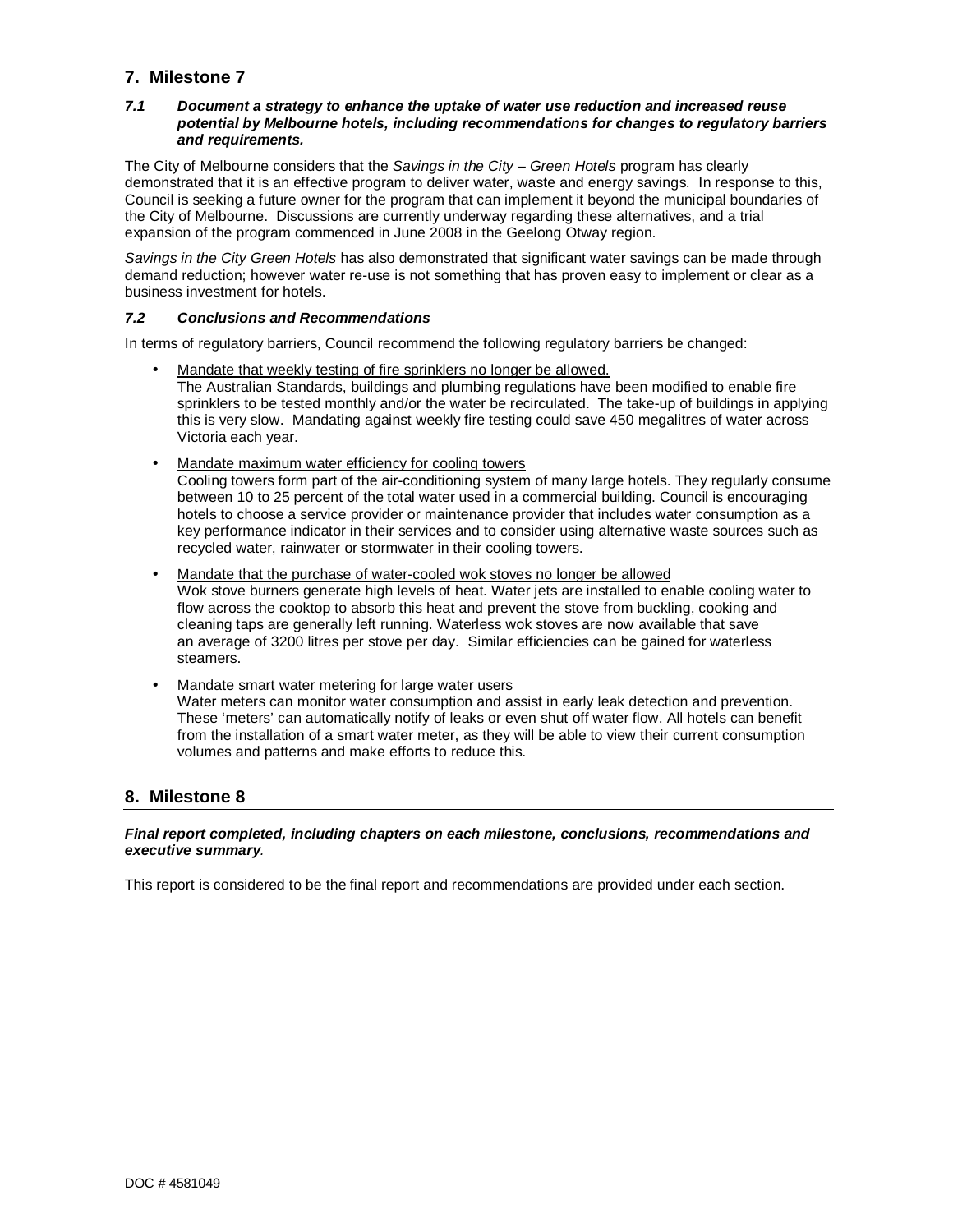## 7. Milestone 7

### *7.1 Document a strategy to enhance the uptake of water use reduction and increased reuse potential by Melbourne hotels, including recommendations for changes to regulatory barriers and requirements.*

The City of Melbourne considers that the *Savings in the City – Green Hotels* program has clearly demonstrated that it is an effective program to deliver water, waste and energy savings. In response to this, Council is seeking a future owner for the program that can implement it beyond the municipal boundaries of the City of Melbourne. Discussions are currently underway regarding these alternatives, and a trial expansion of the program commenced in June 2008 in the Geelong Otway region.

*Savings in the City Green Hotels* has also demonstrated that significant water savings can be made through demand reduction; however water re-use is not something that has proven easy to implement or clear as a business investment for hotels.

### *7.2 Conclusions and Recommendations*

In terms of regulatory barriers, Council recommend the following regulatory barriers be changed:

- <u>Mandate that weekly testing of fire sprinklers no longer be allowed.</u>
  The Australian Standards, buildings and plumbing regulations have been modified to enable fire sprinklers to be tested monthly and/or the water be recirculated. The take-up of buildings in applying this is very slow. Mandating against weekly fire testing could save 450 megalitres of water across Victoria each year.

- <u>Mandate maximum water efficiency for cooling towers</u>
  Cooling towers form part of the air-conditioning system of many large hotels. They regularly consume between 10 to 25 percent of the total water used in a commercial building. Council is encouraging hotels to choose a service provider or maintenance provider that includes water consumption as a key performance indicator in their services and to consider using alternative waste sources such as recycled water, rainwater or stormwater in their cooling towers.

- <u>Mandate that the purchase of water-cooled wok stoves no longer be allowed</u>
  Wok stove burners generate high levels of heat. Water jets are installed to enable cooling water to flow across the cooktop to absorb this heat and prevent the stove from buckling, cooking and cleaning taps are generally left running. Waterless wok stoves are now available that save an average of 3200 litres per stove per day. Similar efficiencies can be gained for waterless steamers.

- <u>Mandate smart water metering for large water users</u>
  Water meters can monitor water consumption and assist in early leak detection and prevention. These 'meters' can automatically notify of leaks or even shut off water flow. All hotels can benefit from the installation of a smart water meter, as they will be able to view their current consumption volumes and patterns and make efforts to reduce this.

## 8. Milestone 8

***Final report completed, including chapters on each milestone, conclusions, recommendations and executive summary***.

This report is considered to be the final report and recommendations are provided under each section.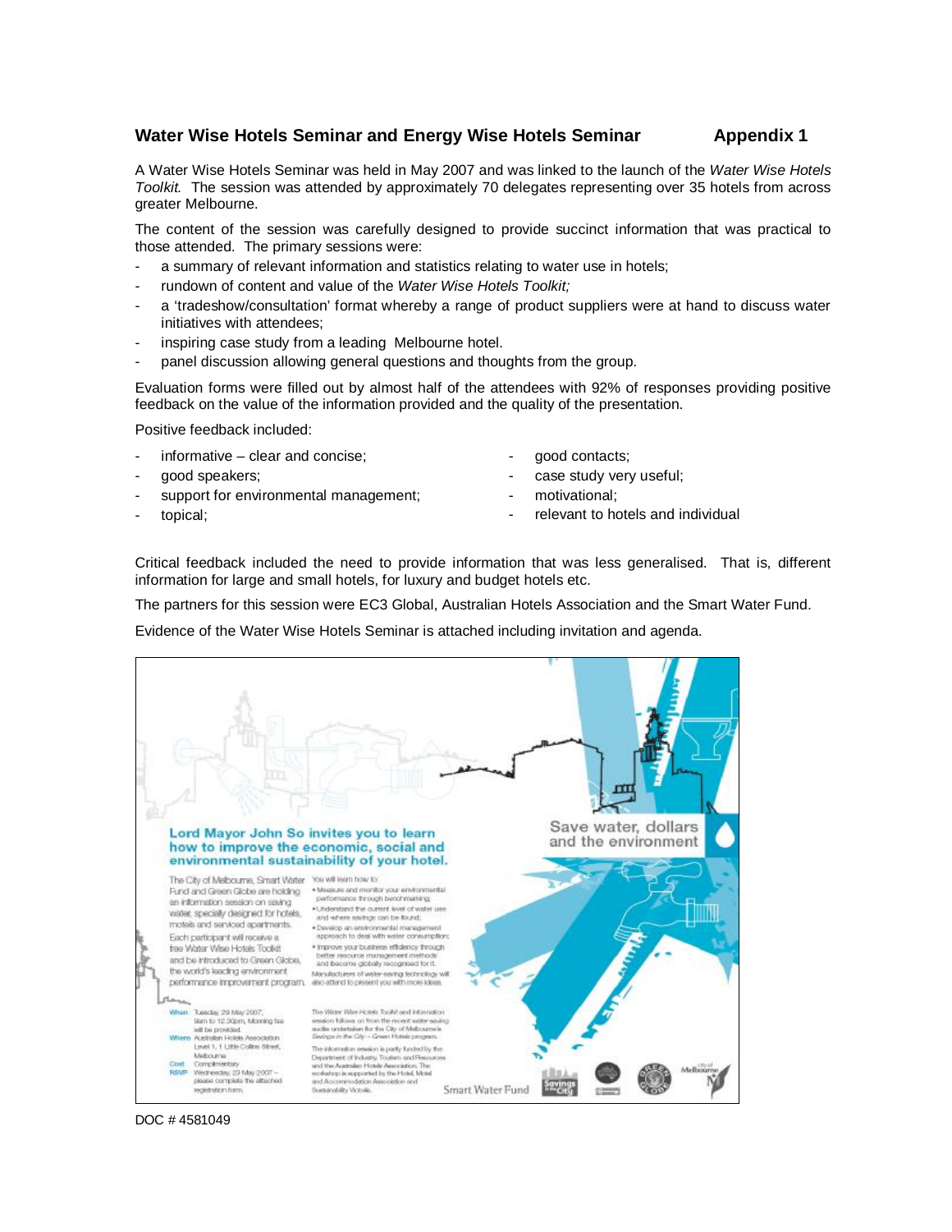## Water Wise Hotels Seminar and Energy Wise Hotels Seminar — Appendix 1

A Water Wise Hotels Seminar was held in May 2007 and was linked to the launch of the *Water Wise Hotels Toolkit.* The session was attended by approximately 70 delegates representing over 35 hotels from across greater Melbourne.

The content of the session was carefully designed to provide succinct information that was practical to those attended. The primary sessions were:

- a summary of relevant information and statistics relating to water use in hotels;
- rundown of content and value of the *Water Wise Hotels Toolkit;*
- a 'tradeshow/consultation' format whereby a range of product suppliers were at hand to discuss water initiatives with attendees;
- inspiring case study from a leading Melbourne hotel.
- panel discussion allowing general questions and thoughts from the group.

Evaluation forms were filled out by almost half of the attendees with 92% of responses providing positive feedback on the value of the information provided and the quality of the presentation.

Positive feedback included:

- informative – clear and concise;
- good speakers;
- support for environmental management;
- topical;
- good contacts;
- case study very useful;
- motivational;
- relevant to hotels and individual

Critical feedback included the need to provide information that was less generalised. That is, different information for large and small hotels, for luxury and budget hotels etc.

The partners for this session were EC3 Global, Australian Hotels Association and the Smart Water Fund.

Evidence of the Water Wise Hotels Seminar is attached including invitation and agenda.

**Lord Mayor John So invites you to learn how to improve the economic, social and environmental sustainability of your hotel.**

**Save water, dollars and the environment**

The City of Melbourne, Smart Water Fund and Green Globe are holding an information session on saving water, specially designed for hotels, motels and serviced apartments.

Each participant will receive a free Water Wise Hotels Toolkit and be introduced to Green Globe, the world's leading environment performance improvement program.

You will learn how to:

- Measure and monitor your environmental performance through benchmarking;
- Understand the current level of water use and where savings can be found;
- Develop an environmental management approach to deal with water consumption;
- Improve your business efficiency through better resource management methods and become globally recognised for it.

Manufacturers of water-saving technology will also attend to present you with more ideas.

**When** Tuesday, 29 May 2007, 9am to 12.30pm, Morning tea will be provided.
**Where** Australian Hotels Association Level 1, 1 Little Collins Street, Melbourne
**Cost** Complimentary
**RSVP** Wednesday, 23 May 2007 – please complete the attached registration form.

The Water Wise Hotels Toolkit and information session follows on from the recent water-saving audits undertaken for the City of Melbourne's *Savings in the City – Green Hotels* program.

The information session is partly funded by the Department of Industry, Tourism and Resources and the Australian Hotels Association. The workshop is supported by the Hotel, Motel and Accommodation Association and Sustainability Victoria.

Smart Water Fund

DOC # 4581049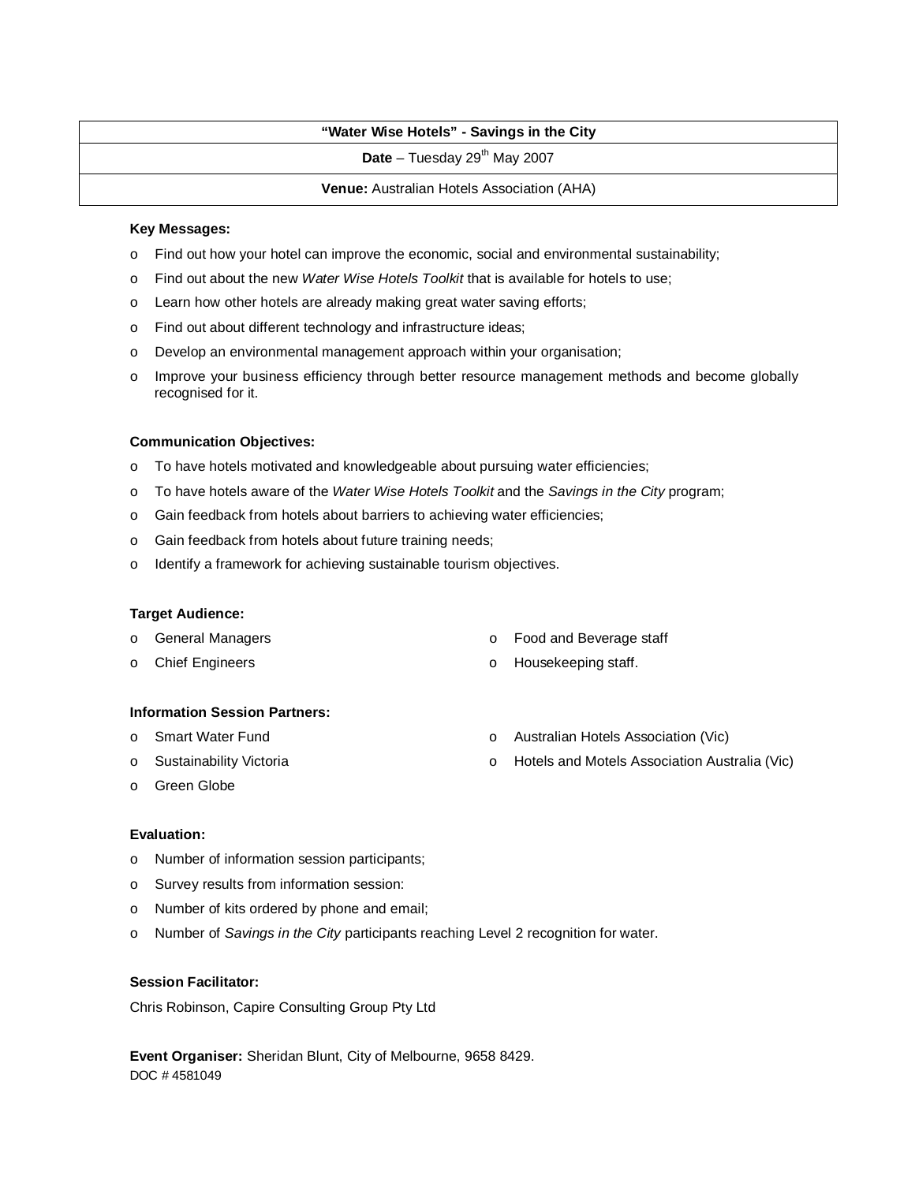| "Water Wise Hotels" - Savings in the City |
| --- |
| **Date** – Tuesday 29th May 2007 |
| **Venue:** Australian Hotels Association (AHA) |

**Key Messages:**

- Find out how your hotel can improve the economic, social and environmental sustainability;
- Find out about the new *Water Wise Hotels Toolkit* that is available for hotels to use;
- Learn how other hotels are already making great water saving efforts;
- Find out about different technology and infrastructure ideas;
- Develop an environmental management approach within your organisation;
- Improve your business efficiency through better resource management methods and become globally recognised for it.

**Communication Objectives:**

- To have hotels motivated and knowledgeable about pursuing water efficiencies;
- To have hotels aware of the *Water Wise Hotels Toolkit* and the *Savings in the City* program;
- Gain feedback from hotels about barriers to achieving water efficiencies;
- Gain feedback from hotels about future training needs;
- Identify a framework for achieving sustainable tourism objectives.

**Target Audience:**

- General Managers
- Chief Engineers
- Food and Beverage staff
- Housekeeping staff.

**Information Session Partners:**

- Smart Water Fund
- Sustainability Victoria
- Green Globe
- Australian Hotels Association (Vic)
- Hotels and Motels Association Australia (Vic)

**Evaluation:**

- Number of information session participants;
- Survey results from information session:
- Number of kits ordered by phone and email;
- Number of *Savings in the City* participants reaching Level 2 recognition for water.

**Session Facilitator:**

Chris Robinson, Capire Consulting Group Pty Ltd

**Event Organiser:** Sheridan Blunt, City of Melbourne, 9658 8429.

DOC # 4581049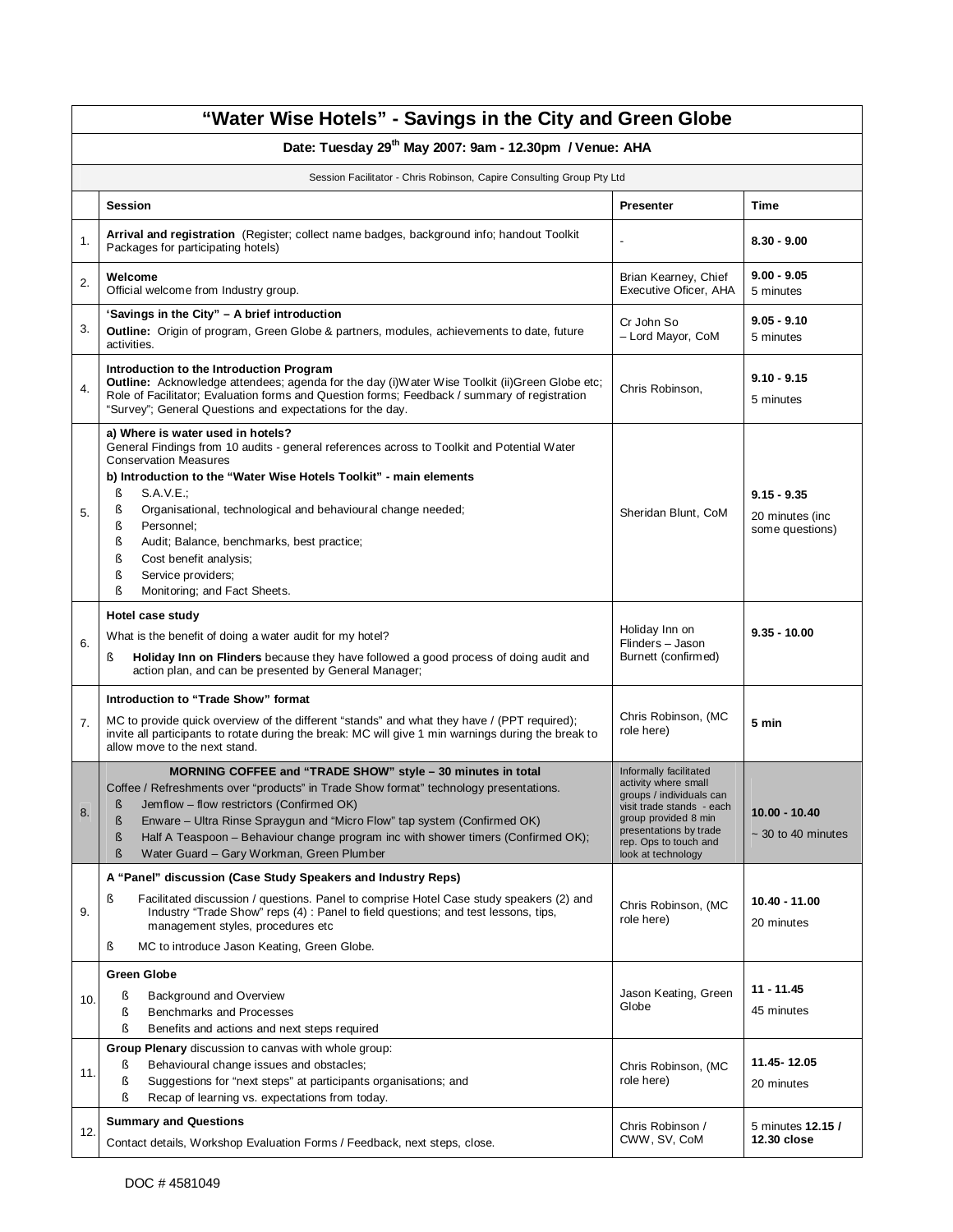| | “Water Wise Hotels” - Savings in the City and Green Globe | | |
|---|---|---|---|
| | **Date: Tuesday 29th May 2007: 9am - 12.30pm / Venue: AHA** | | |
| | Session Facilitator - Chris Robinson, Capire Consulting Group Pty Ltd | | |
| | **Session** | **Presenter** | **Time** |
| 1. | **Arrival and registration** (Register; collect name badges, background info; handout Toolkit Packages for participating hotels) | - | **8.30 - 9.00** |
| 2. | **Welcome**<br>Official welcome from Industry group. | Brian Kearney, Chief Executive Oficer, AHA | **9.00 - 9.05**<br>5 minutes |
| 3. | **‘Savings in the City” – A brief introduction**<br>**Outline:** Origin of program, Green Globe & partners, modules, achievements to date, future activities. | Cr John So – Lord Mayor, CoM | **9.05 - 9.10**<br>5 minutes |
| 4. | **Introduction to the Introduction Program**<br>**Outline:** Acknowledge attendees; agenda for the day (i)Water Wise Toolkit (ii)Green Globe etc; Role of Facilitator; Evaluation forms and Question forms; Feedback / summary of registration “Survey”; General Questions and expectations for the day. | Chris Robinson, | **9.10 - 9.15**<br>5 minutes |
| 5. | **a) Where is water used in hotels?**<br>General Findings from 10 audits - general references across to Toolkit and Potential Water Conservation Measures<br>**b) Introduction to the “Water Wise Hotels Toolkit” - main elements**<br>§ S.A.V.E.;<br>§ Organisational, technological and behavioural change needed;<br>§ Personnel;<br>§ Audit; Balance, benchmarks, best practice;<br>§ Cost benefit analysis;<br>§ Service providers;<br>§ Monitoring; and Fact Sheets. | Sheridan Blunt, CoM | **9.15 - 9.35**<br>20 minutes (inc some questions) |
| 6. | **Hotel case study**<br>What is the benefit of doing a water audit for my hotel?<br>§ **Holiday Inn on Flinders** because they have followed a good process of doing audit and action plan, and can be presented by General Manager; | Holiday Inn on Flinders – Jason Burnett (confirmed) | **9.35 - 10.00** |
| 7. | **Introduction to “Trade Show” format**<br>MC to provide quick overview of the different “stands” and what they have / (PPT required); invite all participants to rotate during the break: MC will give 1 min warnings during the break to allow move to the next stand. | Chris Robinson, (MC role here) | **5 min** |
| 8. | **MORNING COFFEE and “TRADE SHOW” style – 30 minutes in total**<br>Coffee / Refreshments over “products” in Trade Show format” technology presentations.<br>§ Jemflow – flow restrictors (Confirmed OK)<br>§ Enware – Ultra Rinse Spraygun and “Micro Flow” tap system (Confirmed OK)<br>§ Half A Teaspoon – Behaviour change program inc with shower timers (Confirmed OK);<br>§ Water Guard – Gary Workman, Green Plumber | Informally facilitated activity where small groups / individuals can visit trade stands - each group provided 8 min presentations by trade rep. Ops to touch and look at technology | **10.00 - 10.40**<br>~ 30 to 40 minutes |
| 9. | **A “Panel” discussion (Case Study Speakers and Industry Reps)**<br>§ Facilitated discussion / questions. Panel to comprise Hotel Case study speakers (2) and Industry “Trade Show” reps (4) : Panel to field questions; and test lessons, tips, management styles, procedures etc<br>§ MC to introduce Jason Keating, Green Globe. | Chris Robinson, (MC role here) | **10.40 - 11.00**<br>20 minutes |
| 10. | **Green Globe**<br>§ Background and Overview<br>§ Benchmarks and Processes<br>§ Benefits and actions and next steps required | Jason Keating, Green Globe | **11 - 11.45**<br>45 minutes |
| 11. | **Group Plenary** discussion to canvas with whole group:<br>§ Behavioural change issues and obstacles;<br>§ Suggestions for “next steps” at participants organisations; and<br>§ Recap of learning vs. expectations from today. | Chris Robinson, (MC role here) | **11.45- 12.05**<br>20 minutes |
| 12. | **Summary and Questions**<br>Contact details, Workshop Evaluation Forms / Feedback, next steps, close. | Chris Robinson / CWW, SV, CoM | 5 minutes **12.15 / 12.30 close** |

DOC # 4581049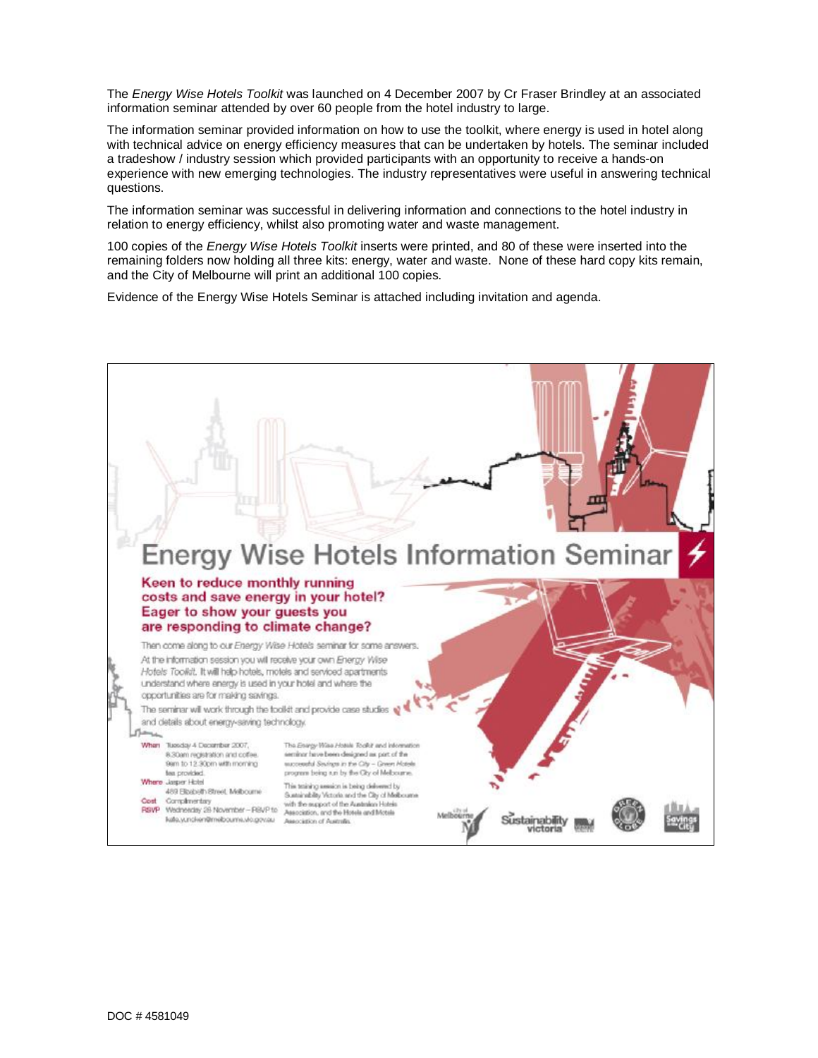The *Energy Wise Hotels Toolkit* was launched on 4 December 2007 by Cr Fraser Brindley at an associated information seminar attended by over 60 people from the hotel industry to large.

The information seminar provided information on how to use the toolkit, where energy is used in hotel along with technical advice on energy efficiency measures that can be undertaken by hotels. The seminar included a tradeshow / industry session which provided participants with an opportunity to receive a hands-on experience with new emerging technologies. The industry representatives were useful in answering technical questions.

The information seminar was successful in delivering information and connections to the hotel industry in relation to energy efficiency, whilst also promoting water and waste management.

100 copies of the *Energy Wise Hotels Toolkit* inserts were printed, and 80 of these were inserted into the remaining folders now holding all three kits: energy, water and waste. None of these hard copy kits remain, and the City of Melbourne will print an additional 100 copies.

Evidence of the Energy Wise Hotels Seminar is attached including invitation and agenda.

# Energy Wise Hotels Information Seminar

**Keen to reduce monthly running costs and save energy in your hotel? Eager to show your guests you are responding to climate change?**

Then come along to our *Energy Wise Hotels* seminar for some answers.

At the information session you will receive your own *Energy Wise Hotels Toolkit*. It will help hotels, motels and serviced apartments understand where energy is used in your hotel and where the opportunities are for making savings.

The seminar will work through the toolkit and provide case studies and details about energy-saving technology.

**When** Tuesday 4 December 2007, 8.30am registration and coffee. 9am to 12.30pm with morning tea provided.

**Where** Jasper Hotel, 489 Elizabeth Street, Melbourne

**Cost** Complimentary

**RSVP** Wednesday 28 November – RSVP to katie.yuncken@melbourne.vic.gov.au

The *Energy Wise Hotels Toolkit* and information seminar have been designed as part of the successful *Savings in the City – Green Hotels* program being run by the City of Melbourne.

This training session is being delivered by Sustainability Victoria and the City of Melbourne with the support of the Australian Hotels Association, and the Hotels and Motels Association of Australia.

City of Melbourne | Sustainability Victoria | Green Globe | Savings in the City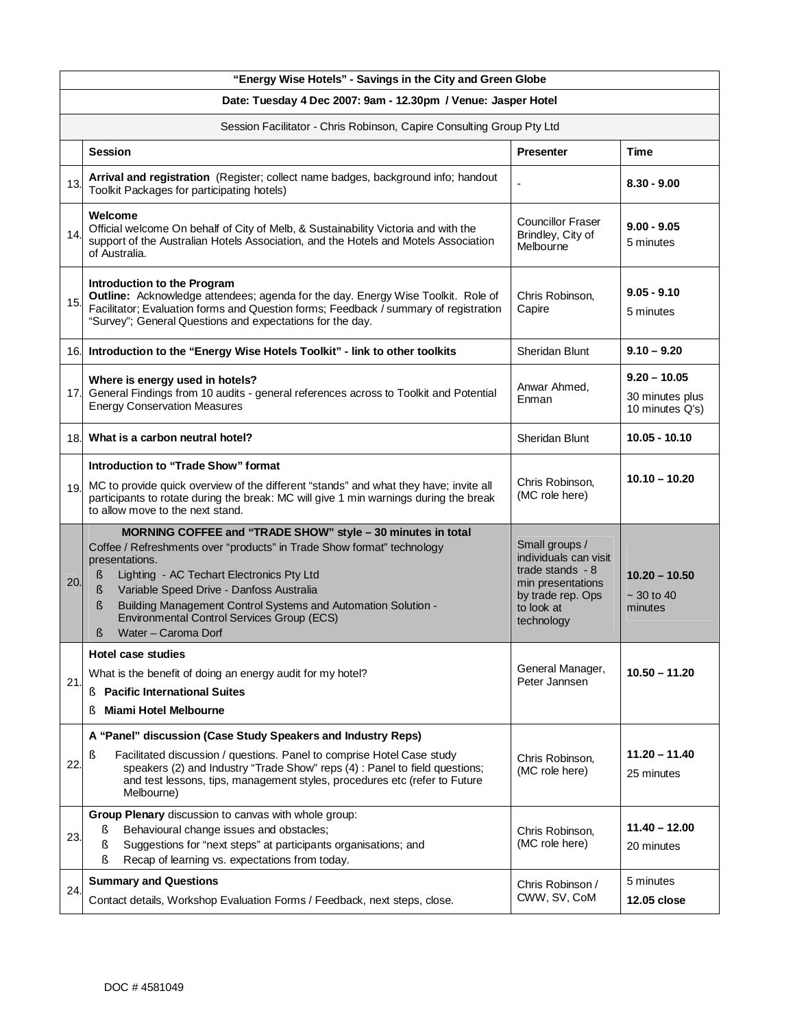| | "Energy Wise Hotels" - Savings in the City and Green Globe | | |
|---|---|---|---|
| | **Date: Tuesday 4 Dec 2007: 9am - 12.30pm / Venue: Jasper Hotel** | | |
| | Session Facilitator - Chris Robinson, Capire Consulting Group Pty Ltd | | |
| | **Session** | **Presenter** | **Time** |
| 13. | **Arrival and registration** (Register; collect name badges, background info; handout Toolkit Packages for participating hotels) | - | **8.30 - 9.00** |
| 14. | **Welcome**<br>Official welcome On behalf of City of Melb, & Sustainability Victoria and with the support of the Australian Hotels Association, and the Hotels and Motels Association of Australia. | Councillor Fraser Brindley, City of Melbourne | **9.00 - 9.05**<br>5 minutes |
| 15. | **Introduction to the Program**<br>**Outline:** Acknowledge attendees; agenda for the day. Energy Wise Toolkit. Role of Facilitator; Evaluation forms and Question forms; Feedback / summary of registration "Survey"; General Questions and expectations for the day. | Chris Robinson, Capire | **9.05 - 9.10**<br>5 minutes |
| 16. | **Introduction to the "Energy Wise Hotels Toolkit" - link to other toolkits** | Sheridan Blunt | **9.10 – 9.20** |
| 17. | **Where is energy used in hotels?**<br>General Findings from 10 audits - general references across to Toolkit and Potential Energy Conservation Measures | Anwar Ahmed, Enman | **9.20 – 10.05**<br>30 minutes plus 10 minutes Q's) |
| 18. | **What is a carbon neutral hotel?** | Sheridan Blunt | **10.05 - 10.10** |
| 19. | **Introduction to "Trade Show" format**<br>MC to provide quick overview of the different "stands" and what they have; invite all participants to rotate during the break: MC will give 1 min warnings during the break to allow move to the next stand. | Chris Robinson, (MC role here) | **10.10 – 10.20** |
| 20. | **MORNING COFFEE and "TRADE SHOW" style – 30 minutes in total**<br>Coffee / Refreshments over "products" in Trade Show format" technology presentations.<br>§ Lighting - AC Techart Electronics Pty Ltd<br>§ Variable Speed Drive - Danfoss Australia<br>§ Building Management Control Systems and Automation Solution - Environmental Control Services Group (ECS)<br>§ Water – Caroma Dorf | Small groups / individuals can visit trade stands - 8 min presentations by trade rep. Ops to look at technology | **10.20 – 10.50**<br>~ 30 to 40 minutes |
| 21. | **Hotel case studies**<br>What is the benefit of doing an energy audit for my hotel?<br>§ **Pacific International Suites**<br>§ **Miami Hotel Melbourne** | General Manager, Peter Jannsen | **10.50 – 11.20** |
| 22. | **A "Panel" discussion (Case Study Speakers and Industry Reps)**<br>§ Facilitated discussion / questions. Panel to comprise Hotel Case study speakers (2) and Industry "Trade Show" reps (4) : Panel to field questions; and test lessons, tips, management styles, procedures etc (refer to Future Melbourne) | Chris Robinson, (MC role here) | **11.20 – 11.40**<br>25 minutes |
| 23. | **Group Plenary** discussion to canvas with whole group:<br>§ Behavioural change issues and obstacles;<br>§ Suggestions for "next steps" at participants organisations; and<br>§ Recap of learning vs. expectations from today. | Chris Robinson, (MC role here) | **11.40 – 12.00**<br>20 minutes |
| 24. | **Summary and Questions**<br>Contact details, Workshop Evaluation Forms / Feedback, next steps, close. | Chris Robinson / CWW, SV, CoM | 5 minutes<br>**12.05 close** |

DOC # 4581049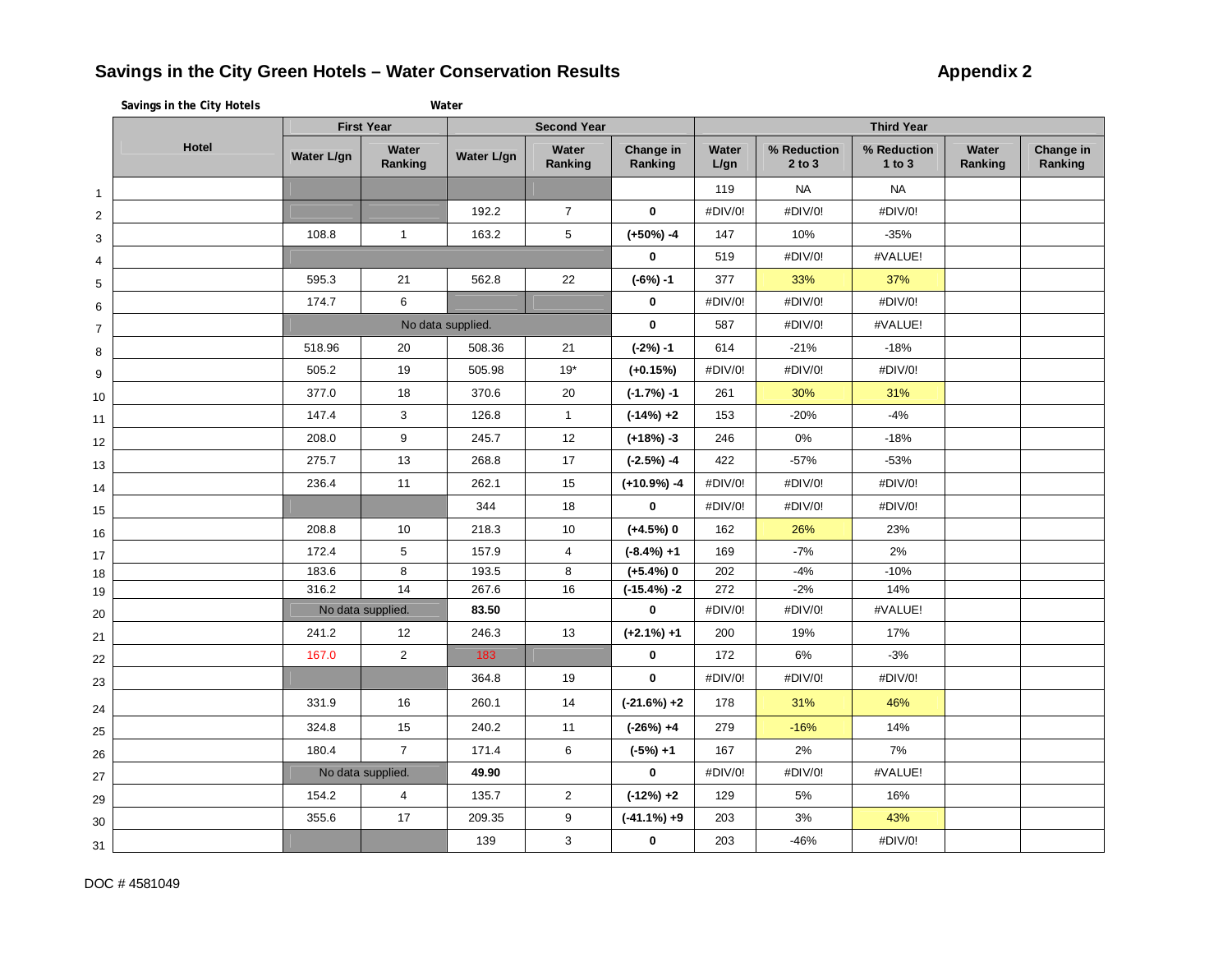# Savings in the City Green Hotels – Water Conservation Results

**Appendix 2**

**Savings in the City Hotels** **Water**

| | Hotel | First Year | | Second Year | | | Third Year | | | | |
|---|---|---|---|---|---|---|---|---|---|---|---|
| | | Water L/gn | Water Ranking | Water L/gn | Water Ranking | Change in Ranking | Water L/gn | % Reduction 2 to 3 | % Reduction 1 to 3 | Water Ranking | Change in Ranking |
| 1 | | | | | | | 119 | NA | NA | | |
| 2 | | | | 192.2 | 7 | **0** | #DIV/0! | #DIV/0! | #DIV/0! | | |
| 3 | | 108.8 | 1 | 163.2 | 5 | **(+50%) -4** | 147 | 10% | -35% | | |
| 4 | | | | | | **0** | 519 | #DIV/0! | #VALUE! | | |
| 5 | | 595.3 | 21 | 562.8 | 22 | **(-6%) -1** | 377 | 33% | 37% | | |
| 6 | | 174.7 | 6 | | | **0** | #DIV/0! | #DIV/0! | #DIV/0! | | |
| 7 | | No data supplied. | | | | **0** | 587 | #DIV/0! | #VALUE! | | |
| 8 | | 518.96 | 20 | 508.36 | 21 | **(-2%) -1** | 614 | -21% | -18% | | |
| 9 | | 505.2 | 19 | 505.98 | 19* | **(+0.15%)** | #DIV/0! | #DIV/0! | #DIV/0! | | |
| 10 | | 377.0 | 18 | 370.6 | 20 | **(-1.7%) -1** | 261 | 30% | 31% | | |
| 11 | | 147.4 | 3 | 126.8 | 1 | **(-14%) +2** | 153 | -20% | -4% | | |
| 12 | | 208.0 | 9 | 245.7 | 12 | **(+18%) -3** | 246 | 0% | -18% | | |
| 13 | | 275.7 | 13 | 268.8 | 17 | **(-2.5%) -4** | 422 | -57% | -53% | | |
| 14 | | 236.4 | 11 | 262.1 | 15 | **(+10.9%) -4** | #DIV/0! | #DIV/0! | #DIV/0! | | |
| 15 | | | | 344 | 18 | **0** | #DIV/0! | #DIV/0! | #DIV/0! | | |
| 16 | | 208.8 | 10 | 218.3 | 10 | **(+4.5%) 0** | 162 | 26% | 23% | | |
| 17 | | 172.4 | 5 | 157.9 | 4 | **(-8.4%) +1** | 169 | -7% | 2% | | |
| 18 | | 183.6 | 8 | 193.5 | 8 | **(+5.4%) 0** | 202 | -4% | -10% | | |
| 19 | | 316.2 | 14 | 267.6 | 16 | **(-15.4%) -2** | 272 | -2% | 14% | | |
| 20 | | No data supplied. | | **83.50** | | **0** | #DIV/0! | #DIV/0! | #VALUE! | | |
| 21 | | 241.2 | 12 | 246.3 | 13 | **(+2.1%) +1** | 200 | 19% | 17% | | |
| 22 | | 167.0 | 2 | 183 | | **0** | 172 | 6% | -3% | | |
| 23 | | | | 364.8 | 19 | **0** | #DIV/0! | #DIV/0! | #DIV/0! | | |
| 24 | | 331.9 | 16 | 260.1 | 14 | **(-21.6%) +2** | 178 | 31% | 46% | | |
| 25 | | 324.8 | 15 | 240.2 | 11 | **(-26%) +4** | 279 | -16% | 14% | | |
| 26 | | 180.4 | 7 | 171.4 | 6 | **(-5%) +1** | 167 | 2% | 7% | | |
| 27 | | No data supplied. | | **49.90** | | **0** | #DIV/0! | #DIV/0! | #VALUE! | | |
| 29 | | 154.2 | 4 | 135.7 | 2 | **(-12%) +2** | 129 | 5% | 16% | | |
| 30 | | 355.6 | 17 | 209.35 | 9 | **(-41.1%) +9** | 203 | 3% | 43% | | |
| 31 | | | | 139 | 3 | **0** | 203 | -46% | #DIV/0! | | |

DOC # 4581049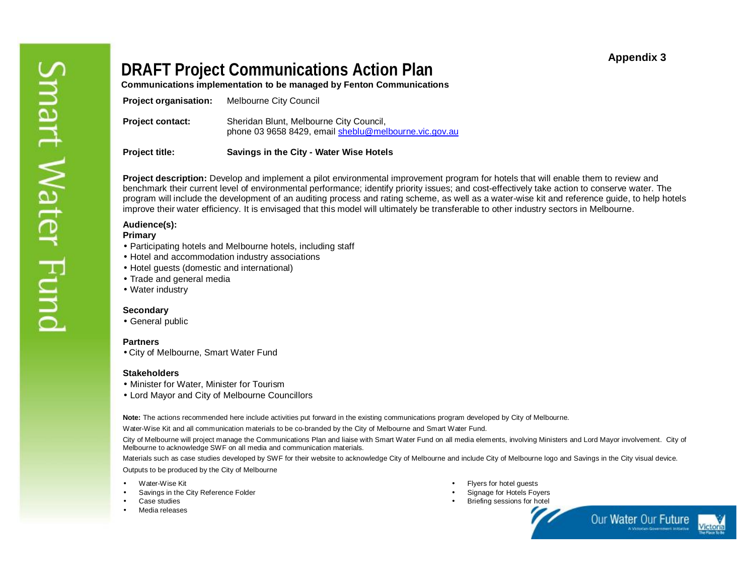Appendix 3

# DRAFT Project Communications Action Plan

**Communications implementation to be managed by Fenton Communications**

**Project organisation:** Melbourne City Council

**Project contact:** Sheridan Blunt, Melbourne City Council, phone 03 9658 8429, email sheblu@melbourne.vic.gov.au

**Project title:** **Savings in the City - Water Wise Hotels**

**Project description:** Develop and implement a pilot environmental improvement program for hotels that will enable them to review and benchmark their current level of environmental performance; identify priority issues; and cost-effectively take action to conserve water. The program will include the development of an auditing process and rating scheme, as well as a water-wise kit and reference guide, to help hotels improve their water efficiency. It is envisaged that this model will ultimately be transferable to other industry sectors in Melbourne.

**Audience(s):**

**Primary**

- Participating hotels and Melbourne hotels, including staff
- Hotel and accommodation industry associations
- Hotel guests (domestic and international)
- Trade and general media
- Water industry

**Secondary**

- General public

**Partners**

- City of Melbourne, Smart Water Fund

**Stakeholders**

- Minister for Water, Minister for Tourism
- Lord Mayor and City of Melbourne Councillors

**Note:** The actions recommended here include activities put forward in the existing communications program developed by City of Melbourne.

Water-Wise Kit and all communication materials to be co-branded by the City of Melbourne and Smart Water Fund.

City of Melbourne will project manage the Communications Plan and liaise with Smart Water Fund on all media elements, involving Ministers and Lord Mayor involvement. City of Melbourne to acknowledge SWF on all media and communication materials.

Materials such as case studies developed by SWF for their website to acknowledge City of Melbourne and include City of Melbourne logo and Savings in the City visual device.

Outputs to be produced by the City of Melbourne

- Water-Wise Kit
- Savings in the City Reference Folder
- Case studies
- Media releases
- Flyers for hotel guests
- Signage for Hotels Foyers
- Briefing sessions for hotel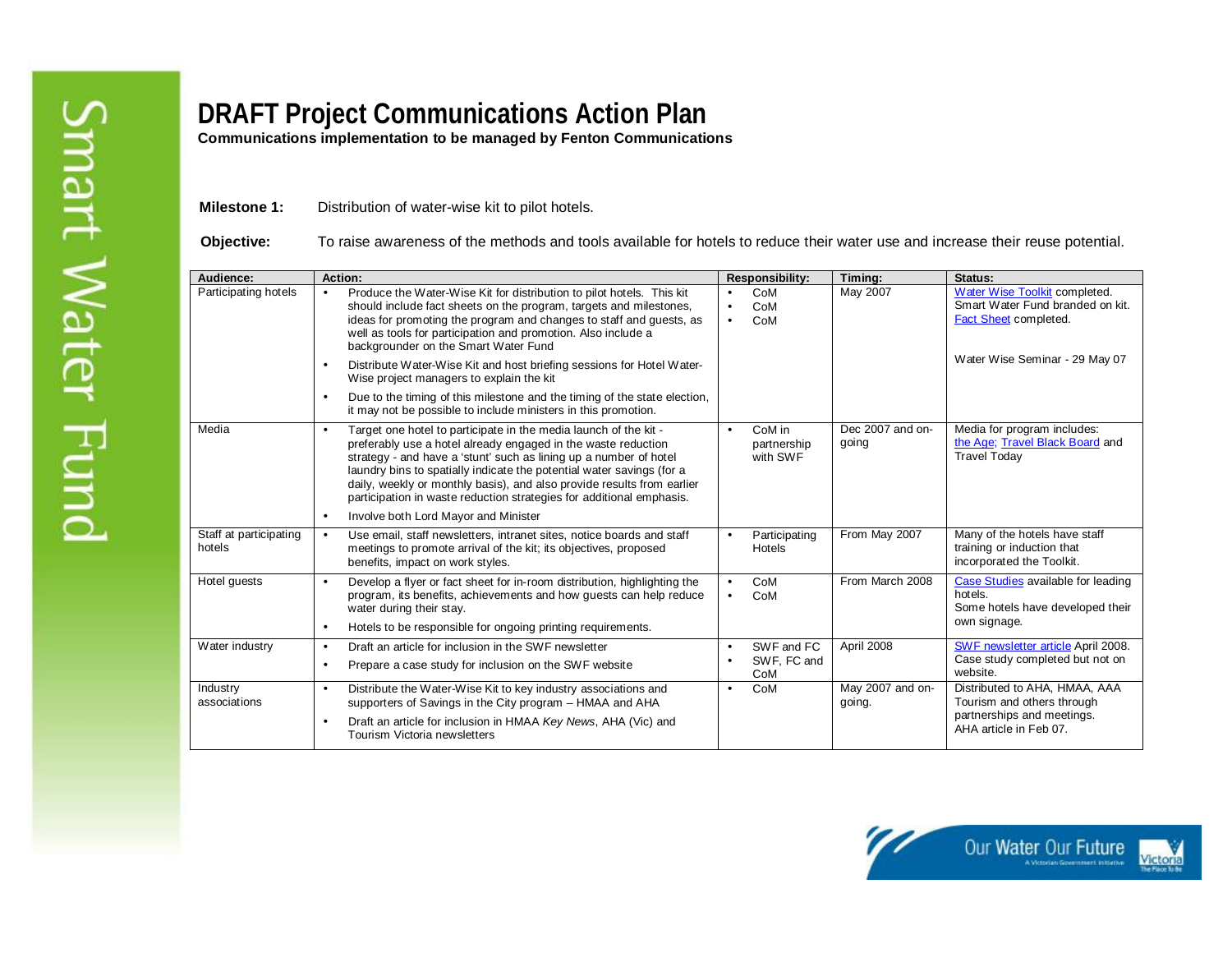# DRAFT Project Communications Action Plan

**Communications implementation to be managed by Fenton Communications**

**Milestone 1:** Distribution of water-wise kit to pilot hotels.

**Objective:** To raise awareness of the methods and tools available for hotels to reduce their water use and increase their reuse potential.

| Audience: | Action: | Responsibility: | Timing: | Status: |
|---|---|---|---|---|
| Participating hotels | • Produce the Water-Wise Kit for distribution to pilot hotels. This kit should include fact sheets on the program, targets and milestones, ideas for promoting the program and changes to staff and guests, as well as tools for participation and promotion. Also include a backgrounder on the Smart Water Fund<br>• Distribute Water-Wise Kit and host briefing sessions for Hotel Water-Wise project managers to explain the kit<br>• Due to the timing of this milestone and the timing of the state election, it may not be possible to include ministers in this promotion. | • CoM<br>• CoM<br>• CoM | May 2007 | Water Wise Toolkit completed. Smart Water Fund branded on kit. Fact Sheet completed.<br><br>Water Wise Seminar - 29 May 07 |
| Media | • Target one hotel to participate in the media launch of the kit - preferably use a hotel already engaged in the waste reduction strategy - and have a 'stunt' such as lining up a number of hotel laundry bins to spatially indicate the potential water savings (for a daily, weekly or monthly basis), and also provide results from earlier participation in waste reduction strategies for additional emphasis.<br>• Involve both Lord Mayor and Minister | • CoM in partnership with SWF | Dec 2007 and on-going | Media for program includes: the Age; Travel Black Board and Travel Today |
| Staff at participating hotels | • Use email, staff newsletters, intranet sites, notice boards and staff meetings to promote arrival of the kit; its objectives, proposed benefits, impact on work styles. | • Participating Hotels | From May 2007 | Many of the hotels have staff training or induction that incorporated the Toolkit. |
| Hotel guests | • Develop a flyer or fact sheet for in-room distribution, highlighting the program, its benefits, achievements and how guests can help reduce water during their stay.<br>• Hotels to be responsible for ongoing printing requirements. | • CoM<br>• CoM | From March 2008 | Case Studies available for leading hotels.<br>Some hotels have developed their own signage. |
| Water industry | • Draft an article for inclusion in the SWF newsletter<br>• Prepare a case study for inclusion on the SWF website | • SWF and FC<br>• SWF, FC and CoM | April 2008 | SWF newsletter article April 2008. Case study completed but not on website. |
| Industry associations | • Distribute the Water-Wise Kit to key industry associations and supporters of Savings in the City program – HMAA and AHA<br>• Draft an article for inclusion in HMAA *Key News*, AHA (Vic) and Tourism Victoria newsletters | • CoM | May 2007 and on-going. | Distributed to AHA, HMAA, AAA Tourism and others through partnerships and meetings.<br>AHA article in Feb 07. |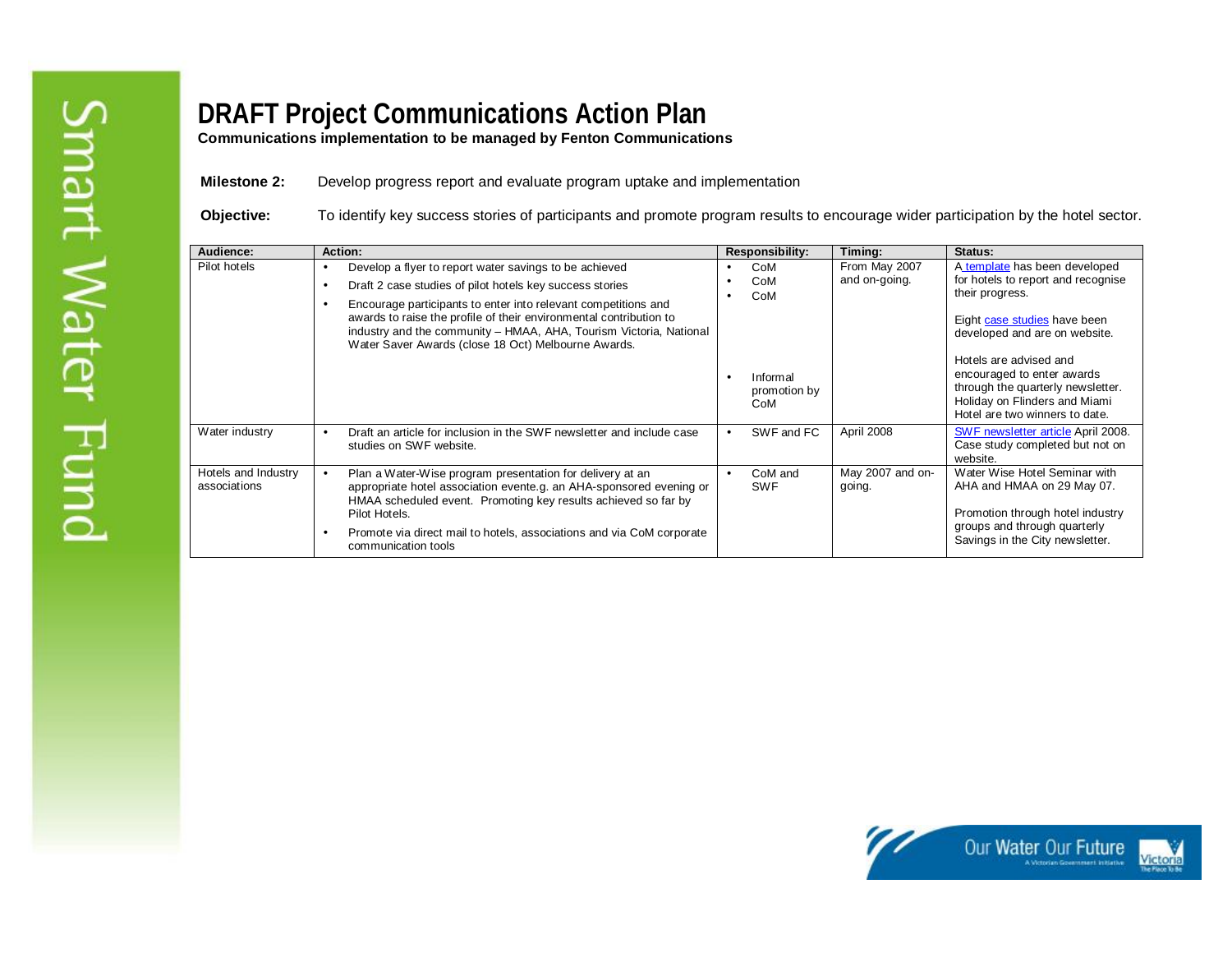# DRAFT Project Communications Action Plan

**Communications implementation to be managed by Fenton Communications**

**Milestone 2:** Develop progress report and evaluate program uptake and implementation

**Objective:** To identify key success stories of participants and promote program results to encourage wider participation by the hotel sector.

| Audience: | Action: | Responsibility: | Timing: | Status: |
|---|---|---|---|---|
| Pilot hotels | • Develop a flyer to report water savings to be achieved<br>• Draft 2 case studies of pilot hotels key success stories<br>• Encourage participants to enter into relevant competitions and awards to raise the profile of their environmental contribution to industry and the community – HMAA, AHA, Tourism Victoria, National Water Saver Awards (close 18 Oct) Melbourne Awards. | • CoM<br>• CoM<br>• CoM<br>• Informal promotion by CoM | From May 2007 and on-going. | A template has been developed for hotels to report and recognise their progress.<br><br>Eight case studies have been developed and are on website.<br><br>Hotels are advised and encouraged to enter awards through the quarterly newsletter. Holiday on Flinders and Miami Hotel are two winners to date. |
| Water industry | • Draft an article for inclusion in the SWF newsletter and include case studies on SWF website. | • SWF and FC | April 2008 | SWF newsletter article April 2008. Case study completed but not on website. |
| Hotels and Industry associations | • Plan a Water-Wise program presentation for delivery at an appropriate hotel association evente.g. an AHA-sponsored evening or HMAA scheduled event. Promoting key results achieved so far by Pilot Hotels.<br>• Promote via direct mail to hotels, associations and via CoM corporate communication tools | • CoM and SWF | May 2007 and on-going. | Water Wise Hotel Seminar with AHA and HMAA on 29 May 07.<br><br>Promotion through hotel industry groups and through quarterly Savings in the City newsletter. |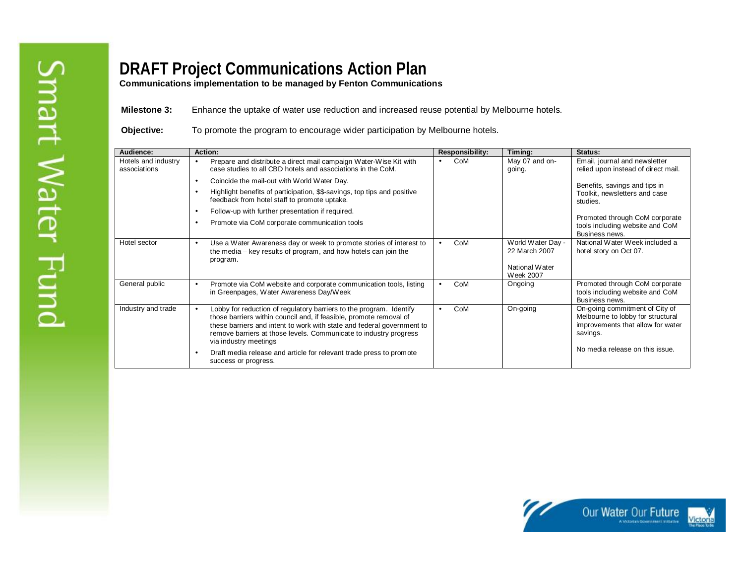# DRAFT Project Communications Action Plan

**Communications implementation to be managed by Fenton Communications**

**Milestone 3:** Enhance the uptake of water use reduction and increased reuse potential by Melbourne hotels.

**Objective:** To promote the program to encourage wider participation by Melbourne hotels.

| Audience: | Action: | Responsibility: | Timing: | Status: |
|---|---|---|---|---|
| Hotels and industry associations | • Prepare and distribute a direct mail campaign Water-Wise Kit with case studies to all CBD hotels and associations in the CoM.<br>• Coincide the mail-out with World Water Day.<br>• Highlight benefits of participation, $$-savings, top tips and positive feedback from hotel staff to promote uptake.<br>• Follow-up with further presentation if required.<br>• Promote via CoM corporate communication tools | • CoM | May 07 and on-going. | Email, journal and newsletter relied upon instead of direct mail.<br><br>Benefits, savings and tips in Toolkit, newsletters and case studies.<br><br>Promoted through CoM corporate tools including website and CoM Business news. |
| Hotel sector | • Use a Water Awareness day or week to promote stories of interest to the media – key results of program, and how hotels can join the program. | • CoM | World Water Day - 22 March 2007<br><br>National Water Week 2007 | National Water Week included a hotel story on Oct 07. |
| General public | • Promote via CoM website and corporate communication tools, listing in Greenpages, Water Awareness Day/Week | • CoM | Ongoing | Promoted through CoM corporate tools including website and CoM Business news. |
| Industry and trade | • Lobby for reduction of regulatory barriers to the program. Identify those barriers within council and, if feasible, promote removal of these barriers and intent to work with state and federal government to remove barriers at those levels. Communicate to industry progress via industry meetings<br>• Draft media release and article for relevant trade press to promote success or progress. | • CoM | On-going | On-going commitment of City of Melbourne to lobby for structural improvements that allow for water savings.<br><br>No media release on this issue. |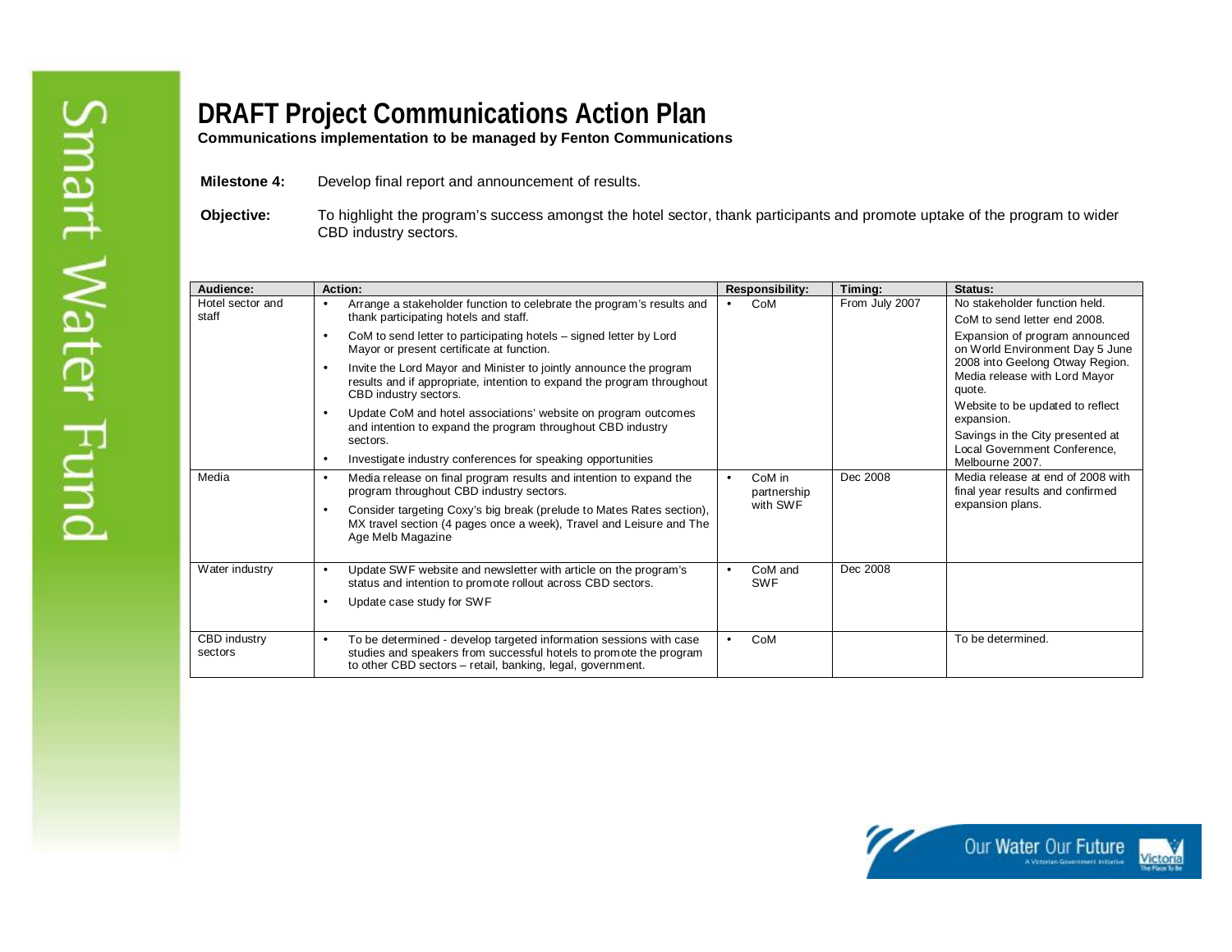# DRAFT Project Communications Action Plan

**Communications implementation to be managed by Fenton Communications**

**Milestone 4:** Develop final report and announcement of results.

**Objective:** To highlight the program's success amongst the hotel sector, thank participants and promote uptake of the program to wider CBD industry sectors.

| Audience: | Action: | Responsibility: | Timing: | Status: |
|---|---|---|---|---|
| Hotel sector and staff | • Arrange a stakeholder function to celebrate the program's results and thank participating hotels and staff.<br>• CoM to send letter to participating hotels – signed letter by Lord Mayor or present certificate at function.<br>• Invite the Lord Mayor and Minister to jointly announce the program results and if appropriate, intention to expand the program throughout CBD industry sectors.<br>• Update CoM and hotel associations' website on program outcomes and intention to expand the program throughout CBD industry sectors.<br>• Investigate industry conferences for speaking opportunities | • CoM | From July 2007 | No stakeholder function held.<br>CoM to send letter end 2008.<br>Expansion of program announced on World Environment Day 5 June 2008 into Geelong Otway Region. Media release with Lord Mayor quote.<br>Website to be updated to reflect expansion.<br>Savings in the City presented at Local Government Conference, Melbourne 2007. |
| Media | • Media release on final program results and intention to expand the program throughout CBD industry sectors.<br>• Consider targeting Coxy's big break (prelude to Mates Rates section), MX travel section (4 pages once a week), Travel and Leisure and The Age Melb Magazine | • CoM in partnership with SWF | Dec 2008 | Media release at end of 2008 with final year results and confirmed expansion plans. |
| Water industry | • Update SWF website and newsletter with article on the program's status and intention to promote rollout across CBD sectors.<br>• Update case study for SWF | • CoM and SWF | Dec 2008 | |
| CBD industry sectors | • To be determined - develop targeted information sessions with case studies and speakers from successful hotels to promote the program to other CBD sectors – retail, banking, legal, government. | • CoM | | To be determined. |